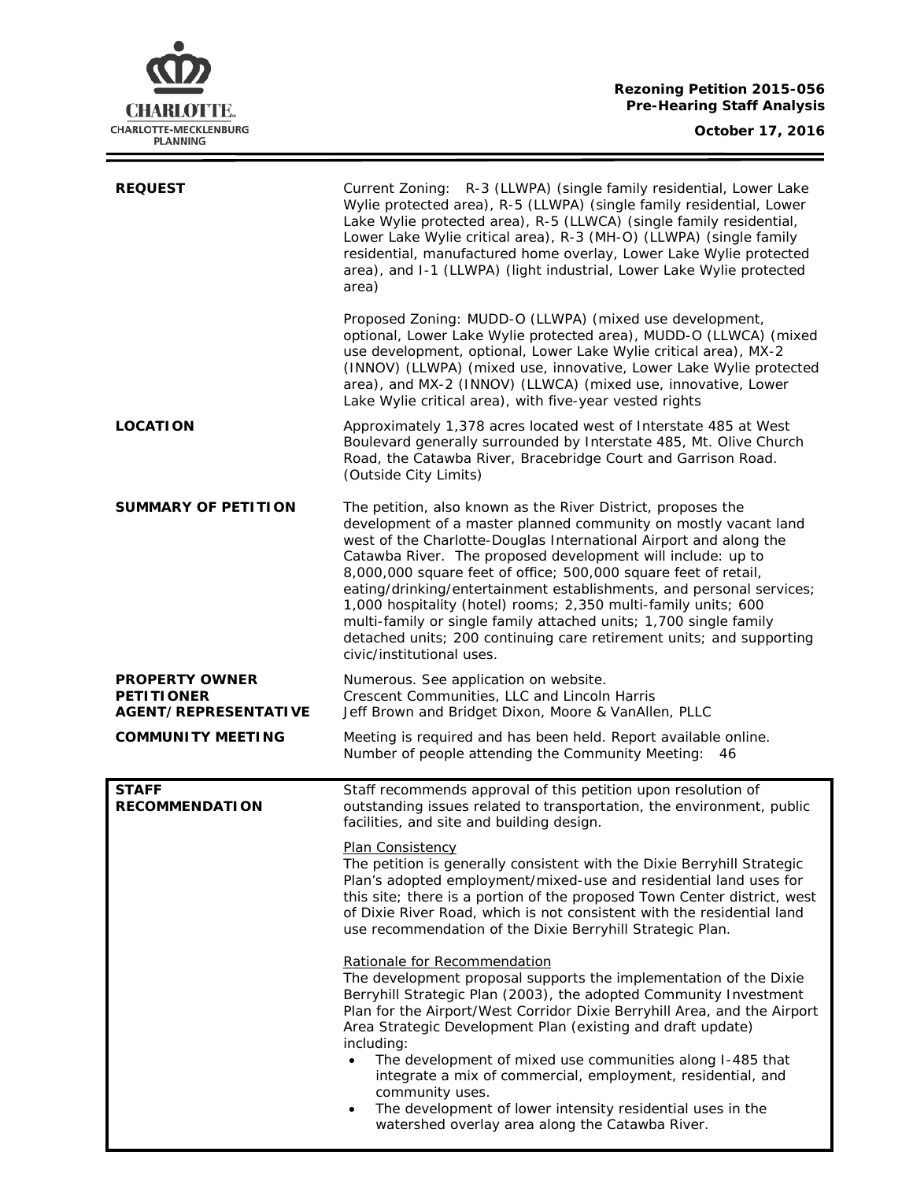CHARLOTTE.
CHARLOTTE-MECKLENBURG PLANNING

**Rezoning Petition 2015-056**
**Pre-Hearing Staff Analysis**

**October 17, 2016**

| | |
|---|---|
| **REQUEST** | Current Zoning: R-3 (LLWPA) (single family residential, Lower Lake Wylie protected area), R-5 (LLWPA) (single family residential, Lower Lake Wylie protected area), R-5 (LLWCA) (single family residential, Lower Lake Wylie critical area), R-3 (MH-O) (LLWPA) (single family residential, manufactured home overlay, Lower Lake Wylie protected area), and I-1 (LLWPA) (light industrial, Lower Lake Wylie protected area)<br><br>Proposed Zoning: MUDD-O (LLWPA) (mixed use development, optional, Lower Lake Wylie protected area), MUDD-O (LLWCA) (mixed use development, optional, Lower Lake Wylie critical area), MX-2 (INNOV) (LLWPA) (mixed use, innovative, Lower Lake Wylie protected area), and MX-2 (INNOV) (LLWCA) (mixed use, innovative, Lower Lake Wylie critical area), with five-year vested rights |
| **LOCATION** | Approximately 1,378 acres located west of Interstate 485 at West Boulevard generally surrounded by Interstate 485, Mt. Olive Church Road, the Catawba River, Bracebridge Court and Garrison Road. (Outside City Limits) |
| **SUMMARY OF PETITION** | The petition, also known as the River District, proposes the development of a master planned community on mostly vacant land west of the Charlotte-Douglas International Airport and along the Catawba River. The proposed development will include: up to 8,000,000 square feet of office; 500,000 square feet of retail, eating/drinking/entertainment establishments, and personal services; 1,000 hospitality (hotel) rooms; 2,350 multi-family units; 600 multi-family or single family attached units; 1,700 single family detached units; 200 continuing care retirement units; and supporting civic/institutional uses. |
| **PROPERTY OWNER**<br>**PETITIONER**<br>**AGENT/REPRESENTATIVE** | Numerous. See application on website.<br>Crescent Communities, LLC and Lincoln Harris<br>Jeff Brown and Bridget Dixon, Moore & VanAllen, PLLC |
| **COMMUNITY MEETING** | Meeting is required and has been held. Report available online.<br>Number of people attending the Community Meeting: 46 |

| | |
|---|---|
| **STAFF RECOMMENDATION** | Staff recommends approval of this petition upon resolution of outstanding issues related to transportation, the environment, public facilities, and site and building design.<br><br>Plan Consistency<br>The petition is generally consistent with the Dixie Berryhill Strategic Plan's adopted employment/mixed-use and residential land uses for this site; there is a portion of the proposed Town Center district, west of Dixie River Road, which is not consistent with the residential land use recommendation of the Dixie Berryhill Strategic Plan.<br><br>Rationale for Recommendation<br>The development proposal supports the implementation of the Dixie Berryhill Strategic Plan (2003), the adopted Community Investment Plan for the Airport/West Corridor Dixie Berryhill Area, and the Airport Area Strategic Development Plan (existing and draft update) including:<br>• The development of mixed use communities along I-485 that integrate a mix of commercial, employment, residential, and community uses.<br>• The development of lower intensity residential uses in the watershed overlay area along the Catawba River. |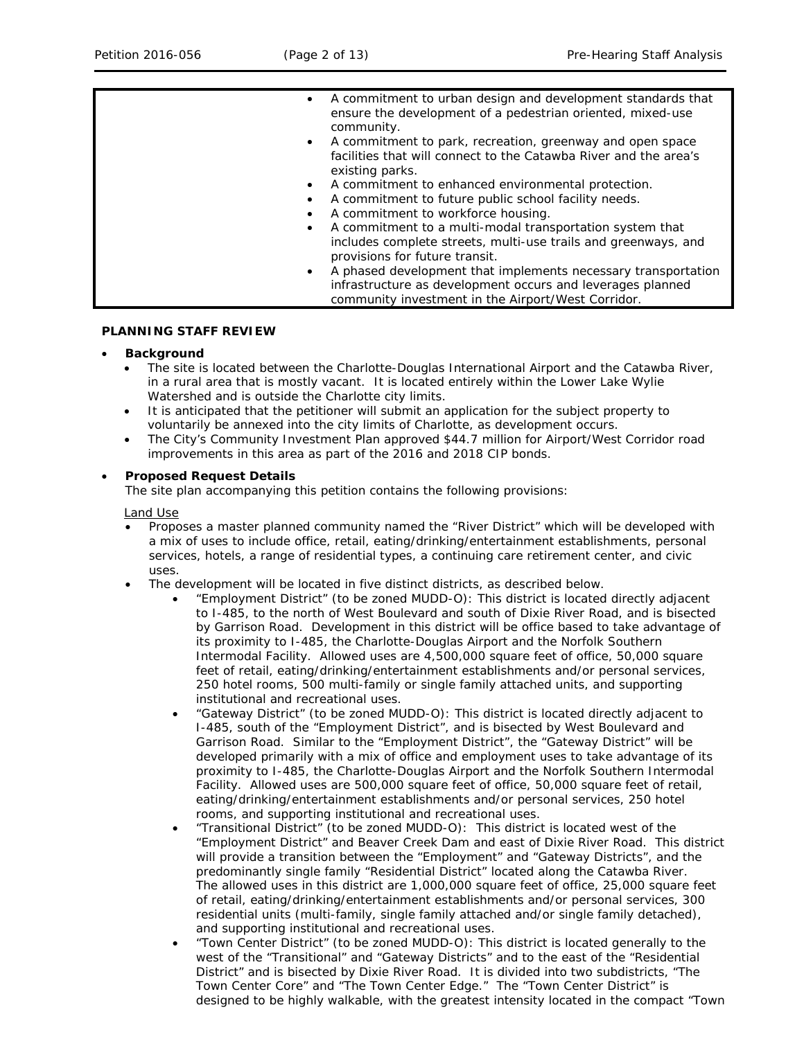| | |
|---|---|
| | • A commitment to urban design and development standards that ensure the development of a pedestrian oriented, mixed-use community.<br>• A commitment to park, recreation, greenway and open space facilities that will connect to the Catawba River and the area's existing parks.<br>• A commitment to enhanced environmental protection.<br>• A commitment to future public school facility needs.<br>• A commitment to workforce housing.<br>• A commitment to a multi-modal transportation system that includes complete streets, multi-use trails and greenways, and provisions for future transit.<br>• A phased development that implements necessary transportation infrastructure as development occurs and leverages planned community investment in the Airport/West Corridor. |

**PLANNING STAFF REVIEW**

- **Background**
  - The site is located between the Charlotte-Douglas International Airport and the Catawba River, in a rural area that is mostly vacant. It is located entirely within the Lower Lake Wylie Watershed and is outside the Charlotte city limits.
  - It is anticipated that the petitioner will submit an application for the subject property to voluntarily be annexed into the city limits of Charlotte, as development occurs.
  - The City's Community Investment Plan approved $44.7 million for Airport/West Corridor road improvements in this area as part of the 2016 and 2018 CIP bonds.

- **Proposed Request Details**

  The site plan accompanying this petition contains the following provisions:

  Land Use
  - Proposes a master planned community named the "River District" which will be developed with a mix of uses to include office, retail, eating/drinking/entertainment establishments, personal services, hotels, a range of residential types, a continuing care retirement center, and civic uses.
  - The development will be located in five distinct districts, as described below.
    - "Employment District" (to be zoned MUDD-O): This district is located directly adjacent to I-485, to the north of West Boulevard and south of Dixie River Road, and is bisected by Garrison Road. Development in this district will be office based to take advantage of its proximity to I-485, the Charlotte-Douglas Airport and the Norfolk Southern Intermodal Facility. Allowed uses are 4,500,000 square feet of office, 50,000 square feet of retail, eating/drinking/entertainment establishments and/or personal services, 250 hotel rooms, 500 multi-family or single family attached units, and supporting institutional and recreational uses.
    - "Gateway District" (to be zoned MUDD-O): This district is located directly adjacent to I-485, south of the "Employment District", and is bisected by West Boulevard and Garrison Road. Similar to the "Employment District", the "Gateway District" will be developed primarily with a mix of office and employment uses to take advantage of its proximity to I-485, the Charlotte-Douglas Airport and the Norfolk Southern Intermodal Facility. Allowed uses are 500,000 square feet of office, 50,000 square feet of retail, eating/drinking/entertainment establishments and/or personal services, 250 hotel rooms, and supporting institutional and recreational uses.
    - "Transitional District" (to be zoned MUDD-O): This district is located west of the "Employment District" and Beaver Creek Dam and east of Dixie River Road. This district will provide a transition between the "Employment" and "Gateway Districts", and the predominantly single family "Residential District" located along the Catawba River. The allowed uses in this district are 1,000,000 square feet of office, 25,000 square feet of retail, eating/drinking/entertainment establishments and/or personal services, 300 residential units (multi-family, single family attached and/or single family detached), and supporting institutional and recreational uses.
    - "Town Center District" (to be zoned MUDD-O): This district is located generally to the west of the "Transitional" and "Gateway Districts" and to the east of the "Residential District" and is bisected by Dixie River Road. It is divided into two subdistricts, "The Town Center Core" and "The Town Center Edge." The "Town Center District" is designed to be highly walkable, with the greatest intensity located in the compact "Town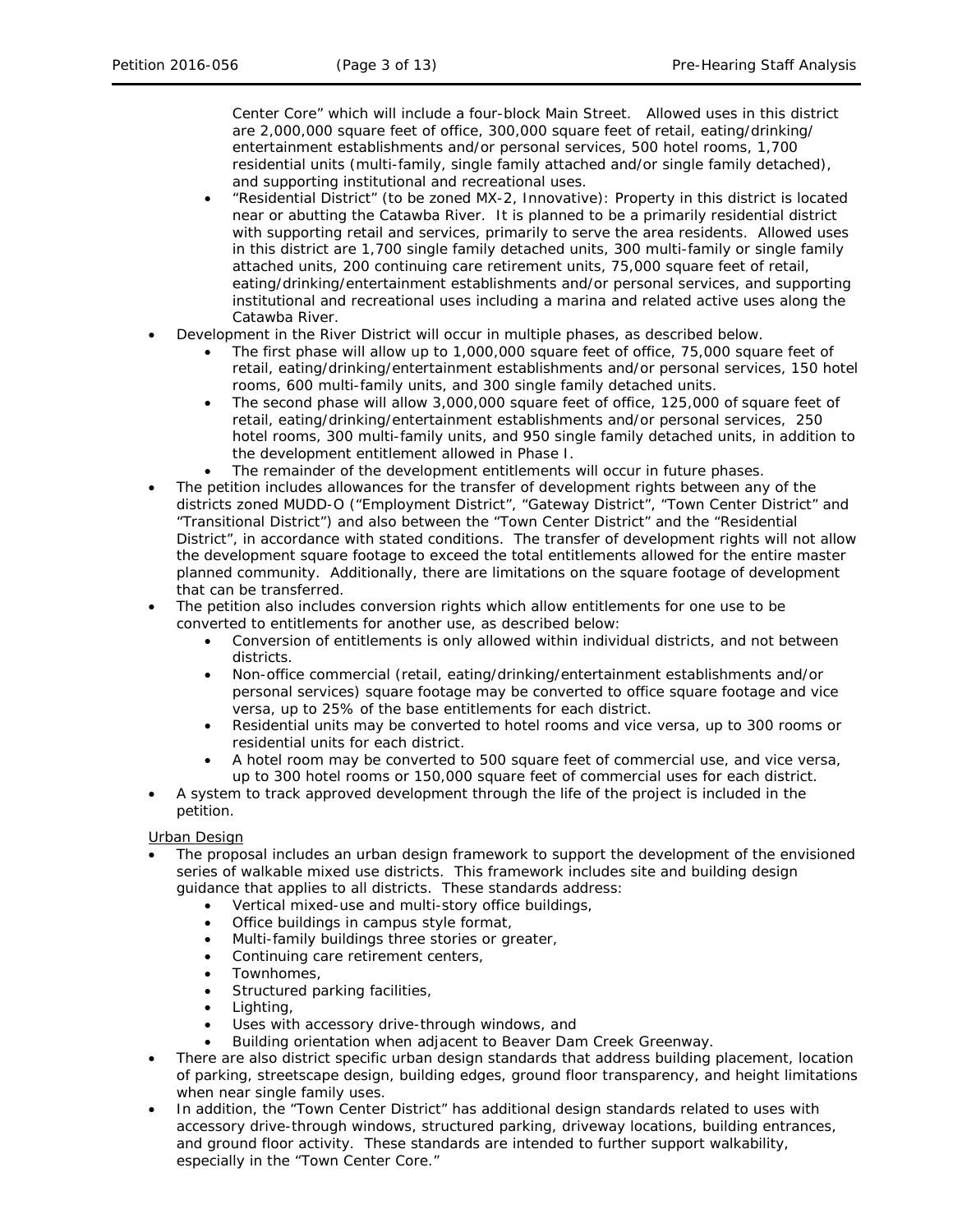Center Core" which will include a four-block Main Street. Allowed uses in this district are 2,000,000 square feet of office, 300,000 square feet of retail, eating/drinking/ entertainment establishments and/or personal services, 500 hotel rooms, 1,700 residential units (multi-family, single family attached and/or single family detached), and supporting institutional and recreational uses.
    - "Residential District" (to be zoned MX-2, Innovative): Property in this district is located near or abutting the Catawba River. It is planned to be a primarily residential district with supporting retail and services, primarily to serve the area residents. Allowed uses in this district are 1,700 single family detached units, 300 multi-family or single family attached units, 200 continuing care retirement units, 75,000 square feet of retail, eating/drinking/entertainment establishments and/or personal services, and supporting institutional and recreational uses including a marina and related active uses along the Catawba River.
- Development in the River District will occur in multiple phases, as described below.
    - The first phase will allow up to 1,000,000 square feet of office, 75,000 square feet of retail, eating/drinking/entertainment establishments and/or personal services, 150 hotel rooms, 600 multi-family units, and 300 single family detached units.
    - The second phase will allow 3,000,000 square feet of office, 125,000 of square feet of retail, eating/drinking/entertainment establishments and/or personal services, 250 hotel rooms, 300 multi-family units, and 950 single family detached units, in addition to the development entitlement allowed in Phase I.
    - The remainder of the development entitlements will occur in future phases.
- The petition includes allowances for the transfer of development rights between any of the districts zoned MUDD-O ("Employment District", "Gateway District", "Town Center District" and "Transitional District") and also between the "Town Center District" and the "Residential District", in accordance with stated conditions. The transfer of development rights will not allow the development square footage to exceed the total entitlements allowed for the entire master planned community. Additionally, there are limitations on the square footage of development that can be transferred.
- The petition also includes conversion rights which allow entitlements for one use to be converted to entitlements for another use, as described below:
    - Conversion of entitlements is only allowed within individual districts, and not between districts.
    - Non-office commercial (retail, eating/drinking/entertainment establishments and/or personal services) square footage may be converted to office square footage and vice versa, up to 25% of the base entitlements for each district.
    - Residential units may be converted to hotel rooms and vice versa, up to 300 rooms or residential units for each district.
    - A hotel room may be converted to 500 square feet of commercial use, and vice versa, up to 300 hotel rooms or 150,000 square feet of commercial uses for each district.
- A system to track approved development through the life of the project is included in the petition.

Urban Design

- The proposal includes an urban design framework to support the development of the envisioned series of walkable mixed use districts. This framework includes site and building design guidance that applies to all districts. These standards address:
    - Vertical mixed-use and multi-story office buildings,
    - Office buildings in campus style format,
    - Multi-family buildings three stories or greater,
    - Continuing care retirement centers,
    - Townhomes,
    - Structured parking facilities,
    - Lighting,
    - Uses with accessory drive-through windows, and
    - Building orientation when adjacent to Beaver Dam Creek Greenway.
- There are also district specific urban design standards that address building placement, location of parking, streetscape design, building edges, ground floor transparency, and height limitations when near single family uses.
- In addition, the "Town Center District" has additional design standards related to uses with accessory drive-through windows, structured parking, driveway locations, building entrances, and ground floor activity. These standards are intended to further support walkability, especially in the "Town Center Core."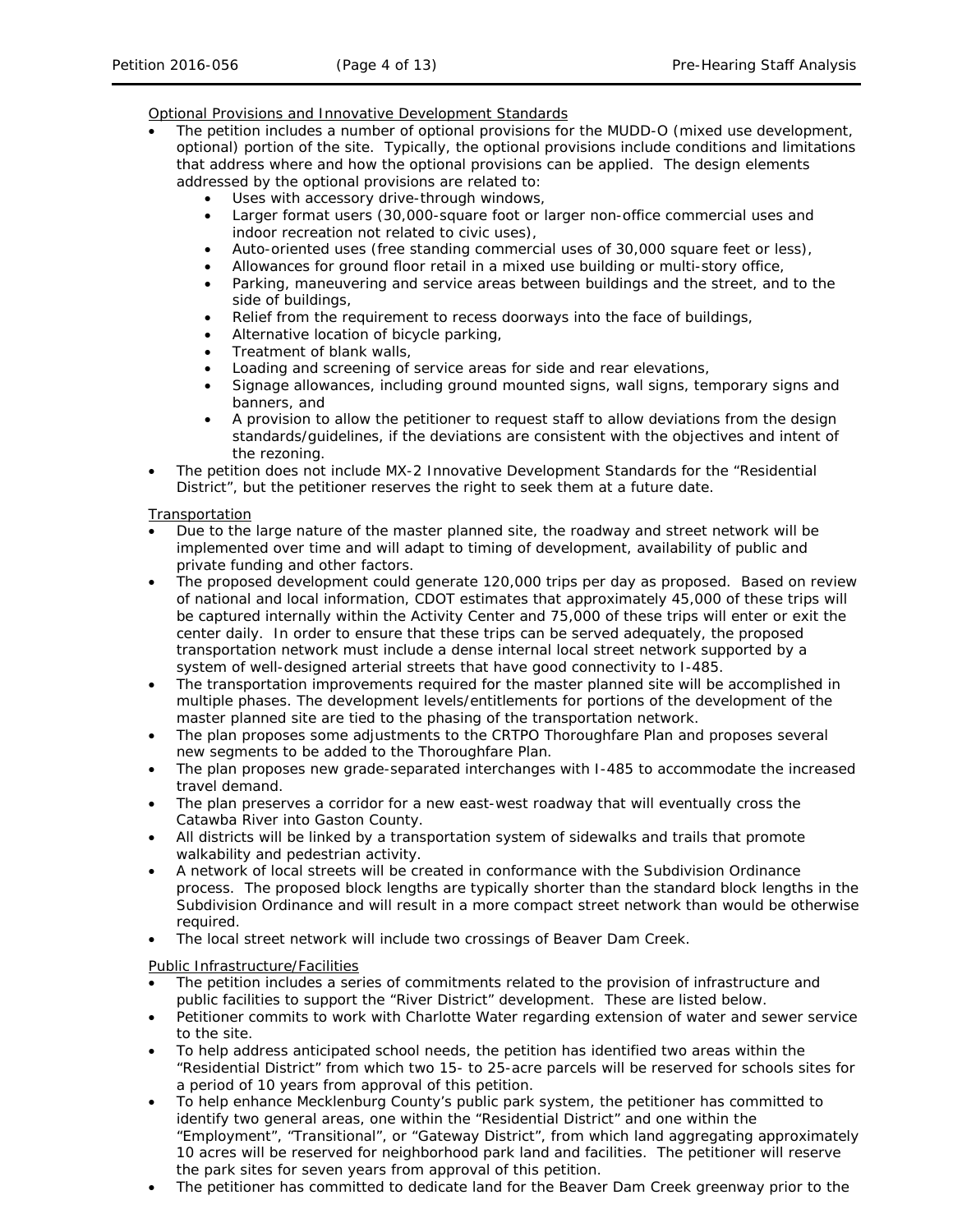Optional Provisions and Innovative Development Standards

- The petition includes a number of optional provisions for the MUDD-O (mixed use development, optional) portion of the site. Typically, the optional provisions include conditions and limitations that address where and how the optional provisions can be applied. The design elements addressed by the optional provisions are related to:
  - Uses with accessory drive-through windows,
  - Larger format users (30,000-square foot or larger non-office commercial uses and indoor recreation not related to civic uses),
  - Auto-oriented uses (free standing commercial uses of 30,000 square feet or less),
  - Allowances for ground floor retail in a mixed use building or multi-story office,
  - Parking, maneuvering and service areas between buildings and the street, and to the side of buildings,
  - Relief from the requirement to recess doorways into the face of buildings,
  - Alternative location of bicycle parking,
  - Treatment of blank walls,
  - Loading and screening of service areas for side and rear elevations,
  - Signage allowances, including ground mounted signs, wall signs, temporary signs and banners, and
  - A provision to allow the petitioner to request staff to allow deviations from the design standards/guidelines, if the deviations are consistent with the objectives and intent of the rezoning.
- The petition does not include MX-2 Innovative Development Standards for the "Residential District", but the petitioner reserves the right to seek them at a future date.

Transportation

- Due to the large nature of the master planned site, the roadway and street network will be implemented over time and will adapt to timing of development, availability of public and private funding and other factors.
- The proposed development could generate 120,000 trips per day as proposed. Based on review of national and local information, CDOT estimates that approximately 45,000 of these trips will be captured internally within the Activity Center and 75,000 of these trips will enter or exit the center daily. In order to ensure that these trips can be served adequately, the proposed transportation network must include a dense internal local street network supported by a system of well-designed arterial streets that have good connectivity to I-485.
- The transportation improvements required for the master planned site will be accomplished in multiple phases. The development levels/entitlements for portions of the development of the master planned site are tied to the phasing of the transportation network.
- The plan proposes some adjustments to the CRTPO Thoroughfare Plan and proposes several new segments to be added to the Thoroughfare Plan.
- The plan proposes new grade-separated interchanges with I-485 to accommodate the increased travel demand.
- The plan preserves a corridor for a new east-west roadway that will eventually cross the Catawba River into Gaston County.
- All districts will be linked by a transportation system of sidewalks and trails that promote walkability and pedestrian activity.
- A network of local streets will be created in conformance with the Subdivision Ordinance process. The proposed block lengths are typically shorter than the standard block lengths in the Subdivision Ordinance and will result in a more compact street network than would be otherwise required.
- The local street network will include two crossings of Beaver Dam Creek.

Public Infrastructure/Facilities

- The petition includes a series of commitments related to the provision of infrastructure and public facilities to support the "River District" development. These are listed below.
- Petitioner commits to work with Charlotte Water regarding extension of water and sewer service to the site.
- To help address anticipated school needs, the petition has identified two areas within the "Residential District" from which two 15- to 25-acre parcels will be reserved for schools sites for a period of 10 years from approval of this petition.
- To help enhance Mecklenburg County's public park system, the petitioner has committed to identify two general areas, one within the "Residential District" and one within the "Employment", "Transitional", or "Gateway District", from which land aggregating approximately 10 acres will be reserved for neighborhood park land and facilities. The petitioner will reserve the park sites for seven years from approval of this petition.
- The petitioner has committed to dedicate land for the Beaver Dam Creek greenway prior to the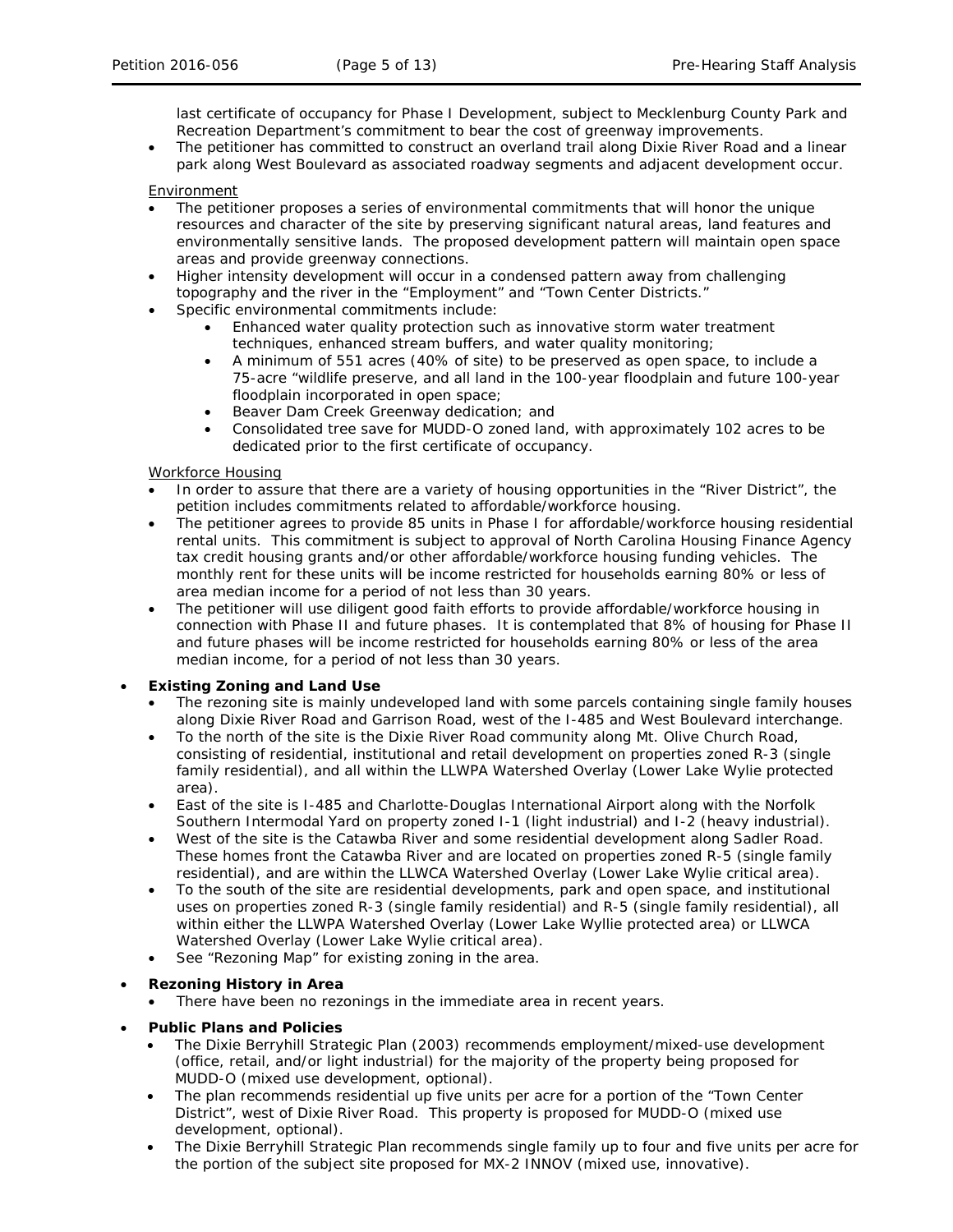last certificate of occupancy for Phase I Development, subject to Mecklenburg County Park and Recreation Department's commitment to bear the cost of greenway improvements.

- The petitioner has committed to construct an overland trail along Dixie River Road and a linear park along West Boulevard as associated roadway segments and adjacent development occur.

Environment

- The petitioner proposes a series of environmental commitments that will honor the unique resources and character of the site by preserving significant natural areas, land features and environmentally sensitive lands. The proposed development pattern will maintain open space areas and provide greenway connections.
- Higher intensity development will occur in a condensed pattern away from challenging topography and the river in the "Employment" and "Town Center Districts."
- Specific environmental commitments include:
    - Enhanced water quality protection such as innovative storm water treatment techniques, enhanced stream buffers, and water quality monitoring;
    - A minimum of 551 acres (40% of site) to be preserved as open space, to include a 75-acre "wildlife preserve, and all land in the 100-year floodplain and future 100-year floodplain incorporated in open space;
    - Beaver Dam Creek Greenway dedication; and
    - Consolidated tree save for MUDD-O zoned land, with approximately 102 acres to be dedicated prior to the first certificate of occupancy.

Workforce Housing

- In order to assure that there are a variety of housing opportunities in the "River District", the petition includes commitments related to affordable/workforce housing.
- The petitioner agrees to provide 85 units in Phase I for affordable/workforce housing residential rental units. This commitment is subject to approval of North Carolina Housing Finance Agency tax credit housing grants and/or other affordable/workforce housing funding vehicles. The monthly rent for these units will be income restricted for households earning 80% or less of area median income for a period of not less than 30 years.
- The petitioner will use diligent good faith efforts to provide affordable/workforce housing in connection with Phase II and future phases. It is contemplated that 8% of housing for Phase II and future phases will be income restricted for households earning 80% or less of the area median income, for a period of not less than 30 years.

- **Existing Zoning and Land Use**
    - The rezoning site is mainly undeveloped land with some parcels containing single family houses along Dixie River Road and Garrison Road, west of the I-485 and West Boulevard interchange.
    - To the north of the site is the Dixie River Road community along Mt. Olive Church Road, consisting of residential, institutional and retail development on properties zoned R-3 (single family residential), and all within the LLWPA Watershed Overlay (Lower Lake Wylie protected area).
    - East of the site is I-485 and Charlotte-Douglas International Airport along with the Norfolk Southern Intermodal Yard on property zoned I-1 (light industrial) and I-2 (heavy industrial).
    - West of the site is the Catawba River and some residential development along Sadler Road. These homes front the Catawba River and are located on properties zoned R-5 (single family residential), and are within the LLWCA Watershed Overlay (Lower Lake Wylie critical area).
    - To the south of the site are residential developments, park and open space, and institutional uses on properties zoned R-3 (single family residential) and R-5 (single family residential), all within either the LLWPA Watershed Overlay (Lower Lake Wyllie protected area) or LLWCA Watershed Overlay (Lower Lake Wylie critical area).
    - See "Rezoning Map" for existing zoning in the area.

- **Rezoning History in Area**
    - There have been no rezonings in the immediate area in recent years.

- **Public Plans and Policies**
    - The Dixie Berryhill Strategic Plan (2003) recommends employment/mixed-use development (office, retail, and/or light industrial) for the majority of the property being proposed for MUDD-O (mixed use development, optional).
    - The plan recommends residential up five units per acre for a portion of the "Town Center District", west of Dixie River Road. This property is proposed for MUDD-O (mixed use development, optional).
    - The Dixie Berryhill Strategic Plan recommends single family up to four and five units per acre for the portion of the subject site proposed for MX-2 INNOV (mixed use, innovative).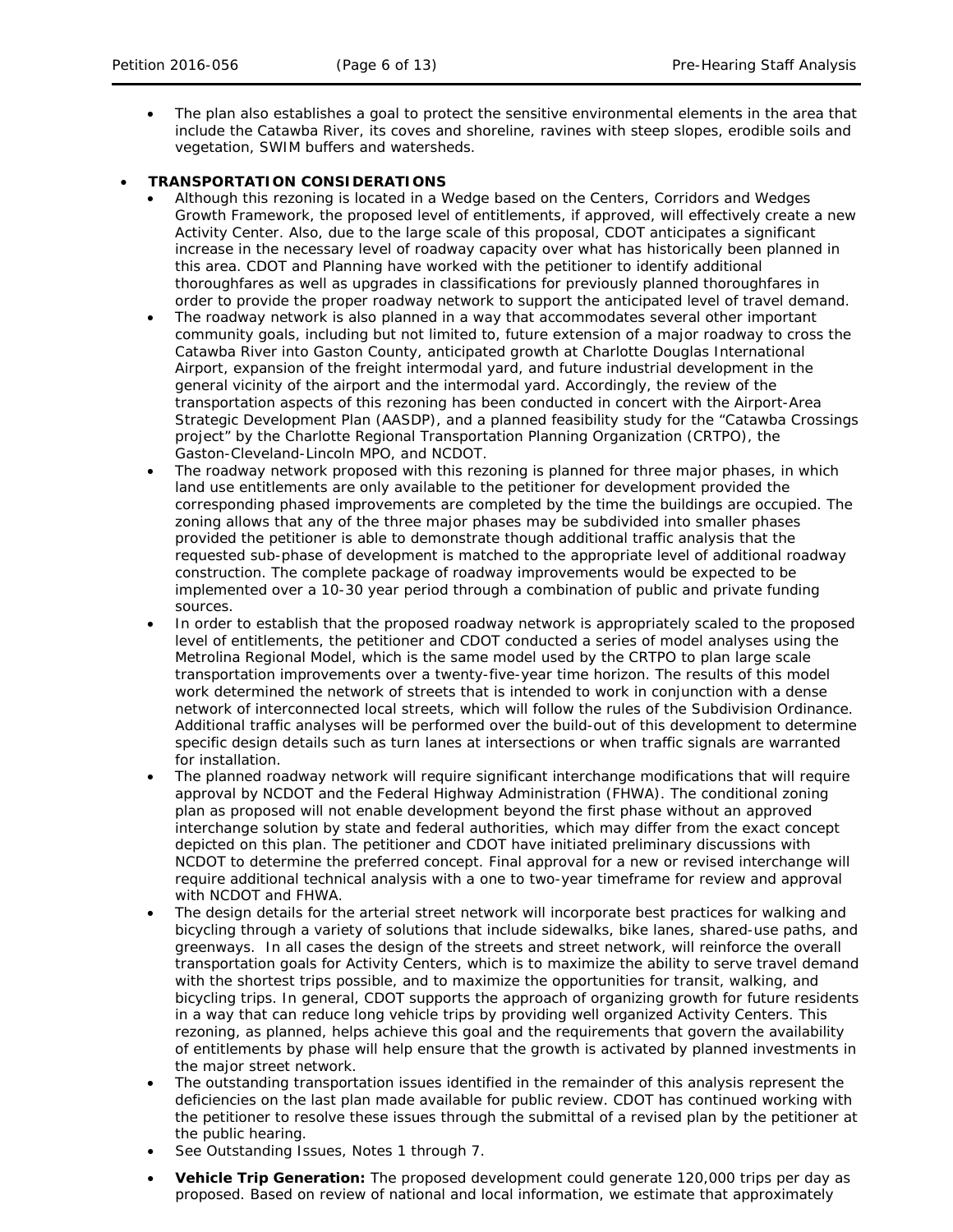- The plan also establishes a goal to protect the sensitive environmental elements in the area that include the Catawba River, its coves and shoreline, ravines with steep slopes, erodible soils and vegetation, SWIM buffers and watersheds.

- **TRANSPORTATION CONSIDERATIONS**
  - Although this rezoning is located in a Wedge based on the Centers, Corridors and Wedges Growth Framework, the proposed level of entitlements, if approved, will effectively create a new Activity Center. Also, due to the large scale of this proposal, CDOT anticipates a significant increase in the necessary level of roadway capacity over what has historically been planned in this area. CDOT and Planning have worked with the petitioner to identify additional thoroughfares as well as upgrades in classifications for previously planned thoroughfares in order to provide the proper roadway network to support the anticipated level of travel demand.
  - The roadway network is also planned in a way that accommodates several other important community goals, including but not limited to, future extension of a major roadway to cross the Catawba River into Gaston County, anticipated growth at Charlotte Douglas International Airport, expansion of the freight intermodal yard, and future industrial development in the general vicinity of the airport and the intermodal yard. Accordingly, the review of the transportation aspects of this rezoning has been conducted in concert with the Airport-Area Strategic Development Plan (AASDP), and a planned feasibility study for the "Catawba Crossings project" by the Charlotte Regional Transportation Planning Organization (CRTPO), the Gaston-Cleveland-Lincoln MPO, and NCDOT.
  - The roadway network proposed with this rezoning is planned for three major phases, in which land use entitlements are only available to the petitioner for development provided the corresponding phased improvements are completed by the time the buildings are occupied. The zoning allows that any of the three major phases may be subdivided into smaller phases provided the petitioner is able to demonstrate though additional traffic analysis that the requested sub-phase of development is matched to the appropriate level of additional roadway construction. The complete package of roadway improvements would be expected to be implemented over a 10-30 year period through a combination of public and private funding sources.
  - In order to establish that the proposed roadway network is appropriately scaled to the proposed level of entitlements, the petitioner and CDOT conducted a series of model analyses using the Metrolina Regional Model, which is the same model used by the CRTPO to plan large scale transportation improvements over a twenty-five-year time horizon. The results of this model work determined the network of streets that is intended to work in conjunction with a dense network of interconnected local streets, which will follow the rules of the Subdivision Ordinance. Additional traffic analyses will be performed over the build-out of this development to determine specific design details such as turn lanes at intersections or when traffic signals are warranted for installation.
  - The planned roadway network will require significant interchange modifications that will require approval by NCDOT and the Federal Highway Administration (FHWA). The conditional zoning plan as proposed will not enable development beyond the first phase without an approved interchange solution by state and federal authorities, which may differ from the exact concept depicted on this plan. The petitioner and CDOT have initiated preliminary discussions with NCDOT to determine the preferred concept. Final approval for a new or revised interchange will require additional technical analysis with a one to two-year timeframe for review and approval with NCDOT and FHWA.
  - The design details for the arterial street network will incorporate best practices for walking and bicycling through a variety of solutions that include sidewalks, bike lanes, shared-use paths, and greenways. In all cases the design of the streets and street network, will reinforce the overall transportation goals for Activity Centers, which is to maximize the ability to serve travel demand with the shortest trips possible, and to maximize the opportunities for transit, walking, and bicycling trips. In general, CDOT supports the approach of organizing growth for future residents in a way that can reduce long vehicle trips by providing well organized Activity Centers. This rezoning, as planned, helps achieve this goal and the requirements that govern the availability of entitlements by phase will help ensure that the growth is activated by planned investments in the major street network.
  - The outstanding transportation issues identified in the remainder of this analysis represent the deficiencies on the last plan made available for public review. CDOT has continued working with the petitioner to resolve these issues through the submittal of a revised plan by the petitioner at the public hearing.
  - See Outstanding Issues, Notes 1 through 7.
  - **Vehicle Trip Generation:** The proposed development could generate 120,000 trips per day as proposed. Based on review of national and local information, we estimate that approximately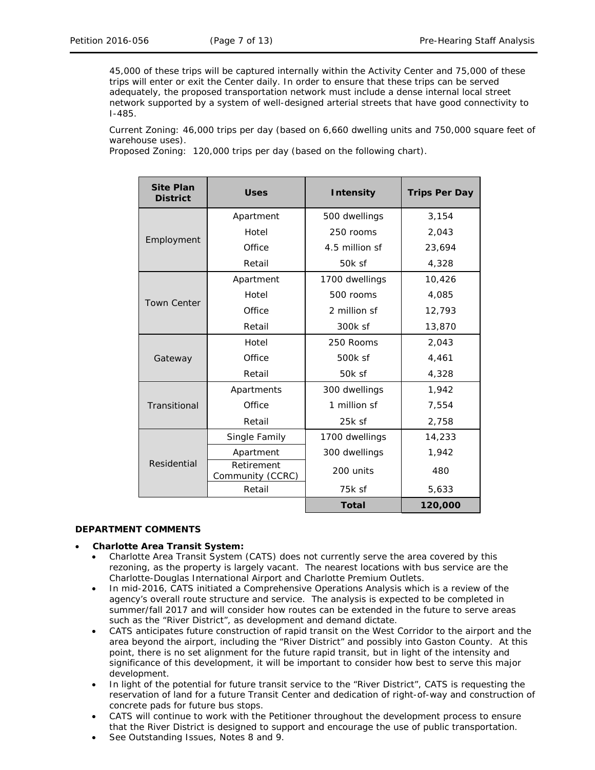45,000 of these trips will be captured internally within the Activity Center and 75,000 of these trips will enter or exit the Center daily. In order to ensure that these trips can be served adequately, the proposed transportation network must include a dense internal local street network supported by a system of well-designed arterial streets that have good connectivity to I-485.

Current Zoning: 46,000 trips per day (based on 6,660 dwelling units and 750,000 square feet of warehouse uses).
Proposed Zoning: 120,000 trips per day (based on the following chart).

| Site Plan District | Uses | Intensity | Trips Per Day |
|---|---|---|---|
| Employment | Apartment | 500 dwellings | 3,154 |
| | Hotel | 250 rooms | 2,043 |
| | Office | 4.5 million sf | 23,694 |
| | Retail | 50k sf | 4,328 |
| Town Center | Apartment | 1700 dwellings | 10,426 |
| | Hotel | 500 rooms | 4,085 |
| | Office | 2 million sf | 12,793 |
| | Retail | 300k sf | 13,870 |
| Gateway | Hotel | 250 Rooms | 2,043 |
| | Office | 500k sf | 4,461 |
| | Retail | 50k sf | 4,328 |
| Transitional | Apartments | 300 dwellings | 1,942 |
| | Office | 1 million sf | 7,554 |
| | Retail | 25k sf | 2,758 |
| Residential | Single Family | 1700 dwellings | 14,233 |
| | Apartment | 300 dwellings | 1,942 |
| | Retirement Community (CCRC) | 200 units | 480 |
| | Retail | 75k sf | 5,633 |
| | | **Total** | **120,000** |

**DEPARTMENT COMMENTS**

- **Charlotte Area Transit System:**
  - Charlotte Area Transit System (CATS) does not currently serve the area covered by this rezoning, as the property is largely vacant. The nearest locations with bus service are the Charlotte-Douglas International Airport and Charlotte Premium Outlets.
  - In mid-2016, CATS initiated a Comprehensive Operations Analysis which is a review of the agency's overall route structure and service. The analysis is expected to be completed in summer/fall 2017 and will consider how routes can be extended in the future to serve areas such as the "River District", as development and demand dictate.
  - CATS anticipates future construction of rapid transit on the West Corridor to the airport and the area beyond the airport, including the "River District" and possibly into Gaston County. At this point, there is no set alignment for the future rapid transit, but in light of the intensity and significance of this development, it will be important to consider how best to serve this major development.
  - In light of the potential for future transit service to the "River District", CATS is requesting the reservation of land for a future Transit Center and dedication of right-of-way and construction of concrete pads for future bus stops.
  - CATS will continue to work with the Petitioner throughout the development process to ensure that the River District is designed to support and encourage the use of public transportation.
  - See Outstanding Issues, Notes 8 and 9.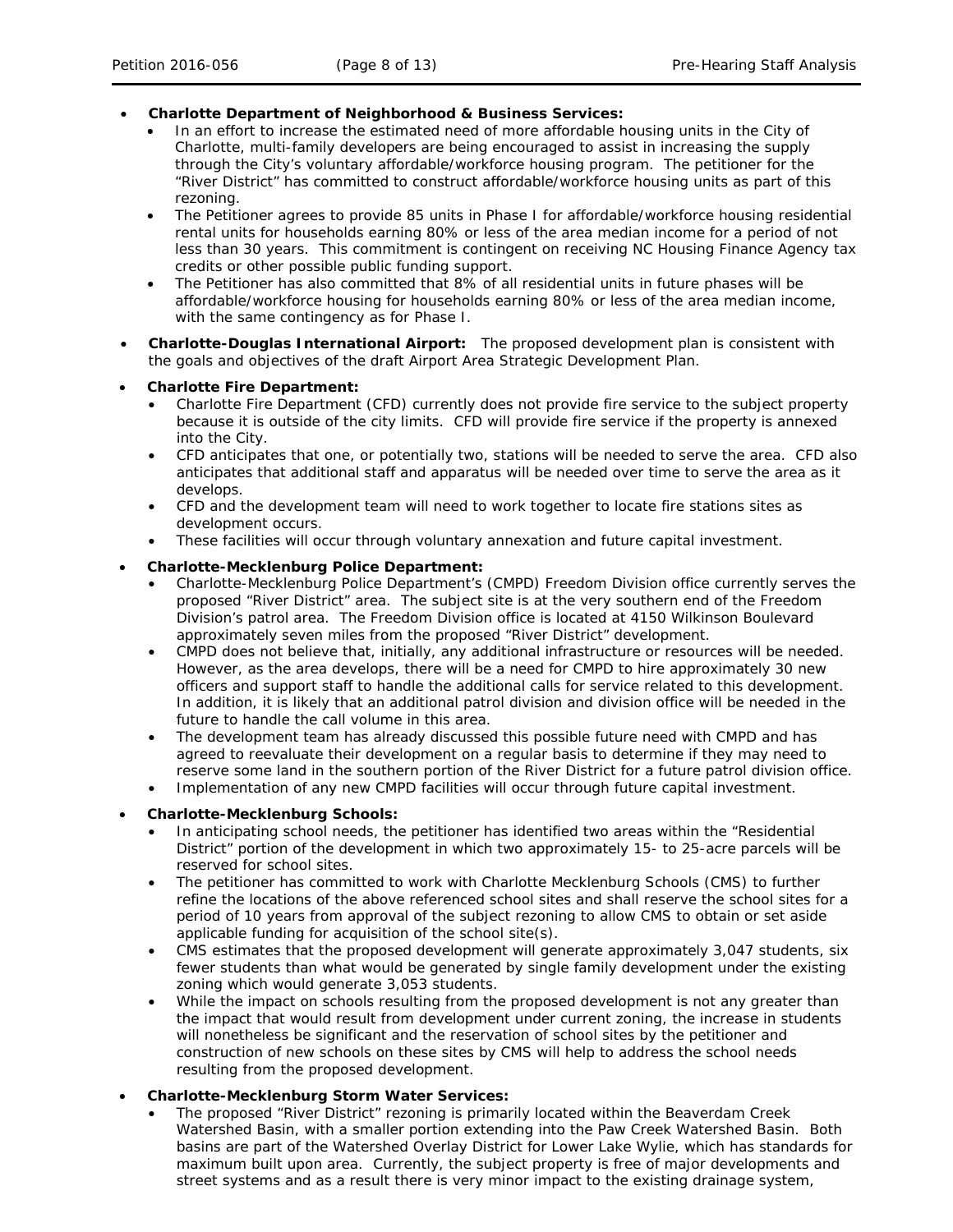- **Charlotte Department of Neighborhood & Business Services:**
  - In an effort to increase the estimated need of more affordable housing units in the City of Charlotte, multi-family developers are being encouraged to assist in increasing the supply through the City's voluntary affordable/workforce housing program. The petitioner for the "River District" has committed to construct affordable/workforce housing units as part of this rezoning.
  - The Petitioner agrees to provide 85 units in Phase I for affordable/workforce housing residential rental units for households earning 80% or less of the area median income for a period of not less than 30 years. This commitment is contingent on receiving NC Housing Finance Agency tax credits or other possible public funding support.
  - The Petitioner has also committed that 8% of all residential units in future phases will be affordable/workforce housing for households earning 80% or less of the area median income, with the same contingency as for Phase I.
- **Charlotte-Douglas International Airport:** The proposed development plan is consistent with the goals and objectives of the draft Airport Area Strategic Development Plan.
- **Charlotte Fire Department:**
  - Charlotte Fire Department (CFD) currently does not provide fire service to the subject property because it is outside of the city limits. CFD will provide fire service if the property is annexed into the City.
  - CFD anticipates that one, or potentially two, stations will be needed to serve the area. CFD also anticipates that additional staff and apparatus will be needed over time to serve the area as it develops.
  - CFD and the development team will need to work together to locate fire stations sites as development occurs.
  - These facilities will occur through voluntary annexation and future capital investment.
- **Charlotte-Mecklenburg Police Department:**
  - Charlotte-Mecklenburg Police Department's (CMPD) Freedom Division office currently serves the proposed "River District" area. The subject site is at the very southern end of the Freedom Division's patrol area. The Freedom Division office is located at 4150 Wilkinson Boulevard approximately seven miles from the proposed "River District" development.
  - CMPD does not believe that, initially, any additional infrastructure or resources will be needed. However, as the area develops, there will be a need for CMPD to hire approximately 30 new officers and support staff to handle the additional calls for service related to this development. In addition, it is likely that an additional patrol division and division office will be needed in the future to handle the call volume in this area.
  - The development team has already discussed this possible future need with CMPD and has agreed to reevaluate their development on a regular basis to determine if they may need to reserve some land in the southern portion of the River District for a future patrol division office.
  - Implementation of any new CMPD facilities will occur through future capital investment.
- **Charlotte-Mecklenburg Schools:**
  - In anticipating school needs, the petitioner has identified two areas within the "Residential District" portion of the development in which two approximately 15- to 25-acre parcels will be reserved for school sites.
  - The petitioner has committed to work with Charlotte Mecklenburg Schools (CMS) to further refine the locations of the above referenced school sites and shall reserve the school sites for a period of 10 years from approval of the subject rezoning to allow CMS to obtain or set aside applicable funding for acquisition of the school site(s).
  - CMS estimates that the proposed development will generate approximately 3,047 students, six fewer students than what would be generated by single family development under the existing zoning which would generate 3,053 students.
  - While the impact on schools resulting from the proposed development is not any greater than the impact that would result from development under current zoning, the increase in students will nonetheless be significant and the reservation of school sites by the petitioner and construction of new schools on these sites by CMS will help to address the school needs resulting from the proposed development.
- **Charlotte-Mecklenburg Storm Water Services:**
  - The proposed "River District" rezoning is primarily located within the Beaverdam Creek Watershed Basin, with a smaller portion extending into the Paw Creek Watershed Basin. Both basins are part of the Watershed Overlay District for Lower Lake Wylie, which has standards for maximum built upon area. Currently, the subject property is free of major developments and street systems and as a result there is very minor impact to the existing drainage system,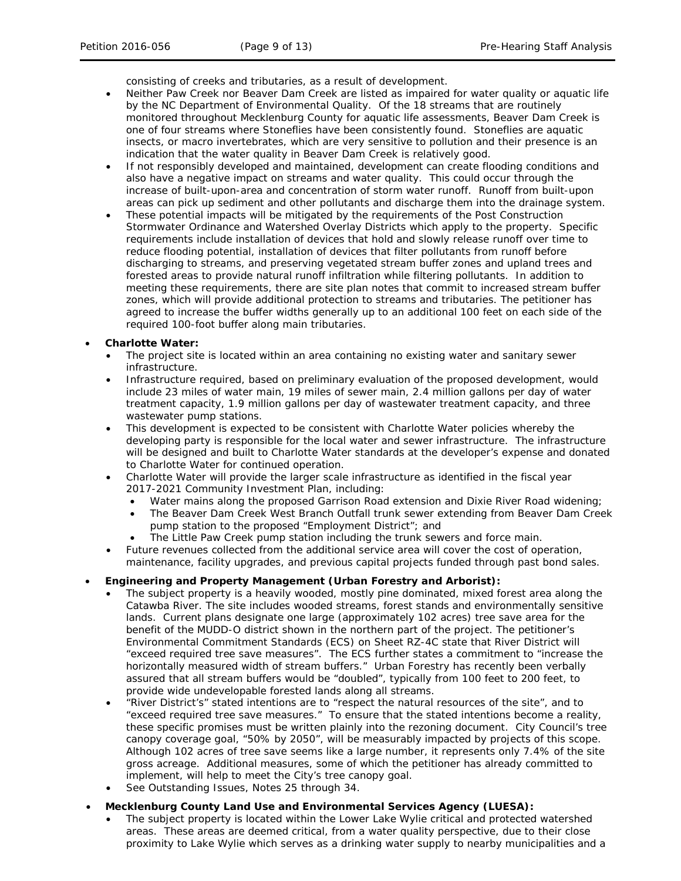consisting of creeks and tributaries, as a result of development.

- Neither Paw Creek nor Beaver Dam Creek are listed as impaired for water quality or aquatic life by the NC Department of Environmental Quality. Of the 18 streams that are routinely monitored throughout Mecklenburg County for aquatic life assessments, Beaver Dam Creek is one of four streams where Stoneflies have been consistently found. Stoneflies are aquatic insects, or macro invertebrates, which are very sensitive to pollution and their presence is an indication that the water quality in Beaver Dam Creek is relatively good.
- If not responsibly developed and maintained, development can create flooding conditions and also have a negative impact on streams and water quality. This could occur through the increase of built-upon-area and concentration of storm water runoff. Runoff from built-upon areas can pick up sediment and other pollutants and discharge them into the drainage system.
- These potential impacts will be mitigated by the requirements of the Post Construction Stormwater Ordinance and Watershed Overlay Districts which apply to the property. Specific requirements include installation of devices that hold and slowly release runoff over time to reduce flooding potential, installation of devices that filter pollutants from runoff before discharging to streams, and preserving vegetated stream buffer zones and upland trees and forested areas to provide natural runoff infiltration while filtering pollutants. In addition to meeting these requirements, there are site plan notes that commit to increased stream buffer zones, which will provide additional protection to streams and tributaries. The petitioner has agreed to increase the buffer widths generally up to an additional 100 feet on each side of the required 100-foot buffer along main tributaries.

- **Charlotte Water:**
  - The project site is located within an area containing no existing water and sanitary sewer infrastructure.
  - Infrastructure required, based on preliminary evaluation of the proposed development, would include 23 miles of water main, 19 miles of sewer main, 2.4 million gallons per day of water treatment capacity, 1.9 million gallons per day of wastewater treatment capacity, and three wastewater pump stations.
  - This development is expected to be consistent with Charlotte Water policies whereby the developing party is responsible for the local water and sewer infrastructure. The infrastructure will be designed and built to Charlotte Water standards at the developer's expense and donated to Charlotte Water for continued operation.
  - Charlotte Water will provide the larger scale infrastructure as identified in the fiscal year 2017-2021 Community Investment Plan, including:
    - Water mains along the proposed Garrison Road extension and Dixie River Road widening;
    - The Beaver Dam Creek West Branch Outfall trunk sewer extending from Beaver Dam Creek pump station to the proposed "Employment District"; and
    - The Little Paw Creek pump station including the trunk sewers and force main.
  - Future revenues collected from the additional service area will cover the cost of operation, maintenance, facility upgrades, and previous capital projects funded through past bond sales.

- **Engineering and Property Management (Urban Forestry and Arborist):**
  - The subject property is a heavily wooded, mostly pine dominated, mixed forest area along the Catawba River. The site includes wooded streams, forest stands and environmentally sensitive lands. Current plans designate one large (approximately 102 acres) tree save area for the benefit of the MUDD-O district shown in the northern part of the project. The petitioner's Environmental Commitment Standards (ECS) on Sheet RZ-4C state that River District will "exceed required tree save measures". The ECS further states a commitment to "increase the horizontally measured width of stream buffers." Urban Forestry has recently been verbally assured that all stream buffers would be "doubled", typically from 100 feet to 200 feet, to provide wide undevelopable forested lands along all streams.
  - "River District's" stated intentions are to "respect the natural resources of the site", and to "exceed required tree save measures." To ensure that the stated intentions become a reality, these specific promises must be written plainly into the rezoning document. City Council's tree canopy coverage goal, "50% by 2050", will be measurably impacted by projects of this scope. Although 102 acres of tree save seems like a large number, it represents only 7.4% of the site gross acreage. Additional measures, some of which the petitioner has already committed to implement, will help to meet the City's tree canopy goal.
  - See Outstanding Issues, Notes 25 through 34.

- **Mecklenburg County Land Use and Environmental Services Agency (LUESA):**
  - The subject property is located within the Lower Lake Wylie critical and protected watershed areas. These areas are deemed critical, from a water quality perspective, due to their close proximity to Lake Wylie which serves as a drinking water supply to nearby municipalities and a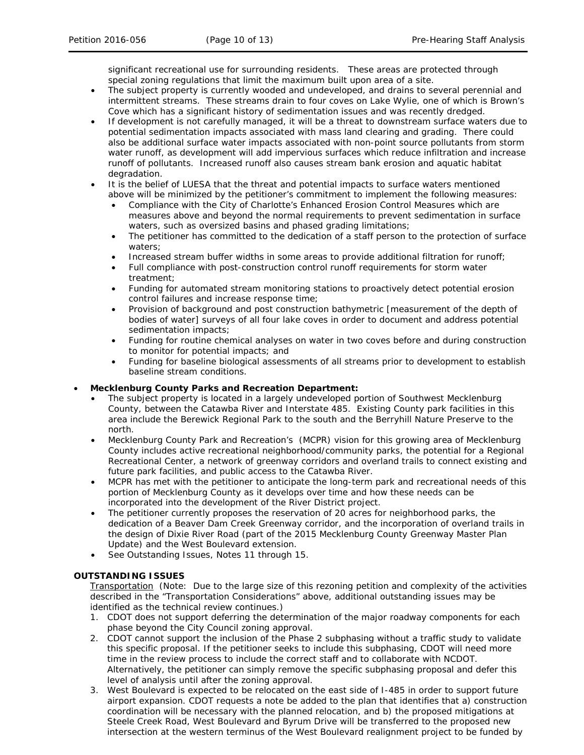significant recreational use for surrounding residents. These areas are protected through special zoning regulations that limit the maximum built upon area of a site.

- The subject property is currently wooded and undeveloped, and drains to several perennial and intermittent streams. These streams drain to four coves on Lake Wylie, one of which is Brown's Cove which has a significant history of sedimentation issues and was recently dredged.
- If development is not carefully managed, it will be a threat to downstream surface waters due to potential sedimentation impacts associated with mass land clearing and grading. There could also be additional surface water impacts associated with non-point source pollutants from storm water runoff, as development will add impervious surfaces which reduce infiltration and increase runoff of pollutants. Increased runoff also causes stream bank erosion and aquatic habitat degradation.
- It is the belief of LUESA that the threat and potential impacts to surface waters mentioned above will be minimized by the petitioner's commitment to implement the following measures:
  - Compliance with the City of Charlotte's Enhanced Erosion Control Measures which are measures above and beyond the normal requirements to prevent sedimentation in surface waters, such as oversized basins and phased grading limitations;
  - The petitioner has committed to the dedication of a staff person to the protection of surface waters;
  - Increased stream buffer widths in some areas to provide additional filtration for runoff;
  - Full compliance with post-construction control runoff requirements for storm water treatment;
  - Funding for automated stream monitoring stations to proactively detect potential erosion control failures and increase response time;
  - Provision of background and post construction bathymetric [measurement of the depth of bodies of water] surveys of all four lake coves in order to document and address potential sedimentation impacts;
  - Funding for routine chemical analyses on water in two coves before and during construction to monitor for potential impacts; and
  - Funding for baseline biological assessments of all streams prior to development to establish baseline stream conditions.

- **Mecklenburg County Parks and Recreation Department:**
  - The subject property is located in a largely undeveloped portion of Southwest Mecklenburg County, between the Catawba River and Interstate 485. Existing County park facilities in this area include the Berewick Regional Park to the south and the Berryhill Nature Preserve to the north.
  - Mecklenburg County Park and Recreation's (MCPR) vision for this growing area of Mecklenburg County includes active recreational neighborhood/community parks, the potential for a Regional Recreational Center, a network of greenway corridors and overland trails to connect existing and future park facilities, and public access to the Catawba River.
  - MCPR has met with the petitioner to anticipate the long-term park and recreational needs of this portion of Mecklenburg County as it develops over time and how these needs can be incorporated into the development of the River District project.
  - The petitioner currently proposes the reservation of 20 acres for neighborhood parks, the dedication of a Beaver Dam Creek Greenway corridor, and the incorporation of overland trails in the design of Dixie River Road (part of the 2015 Mecklenburg County Greenway Master Plan Update) and the West Boulevard extension.
  - See Outstanding Issues, Notes 11 through 15.

**OUTSTANDING ISSUES**

Transportation (Note: Due to the large size of this rezoning petition and complexity of the activities described in the "Transportation Considerations" above, additional outstanding issues may be identified as the technical review continues.)

1. CDOT does not support deferring the determination of the major roadway components for each phase beyond the City Council zoning approval.
2. CDOT cannot support the inclusion of the Phase 2 subphasing without a traffic study to validate this specific proposal. If the petitioner seeks to include this subphasing, CDOT will need more time in the review process to include the correct staff and to collaborate with NCDOT. Alternatively, the petitioner can simply remove the specific subphasing proposal and defer this level of analysis until after the zoning approval.
3. West Boulevard is expected to be relocated on the east side of I-485 in order to support future airport expansion. CDOT requests a note be added to the plan that identifies that a) construction coordination will be necessary with the planned relocation, and b) the proposed mitigations at Steele Creek Road, West Boulevard and Byrum Drive will be transferred to the proposed new intersection at the western terminus of the West Boulevard realignment project to be funded by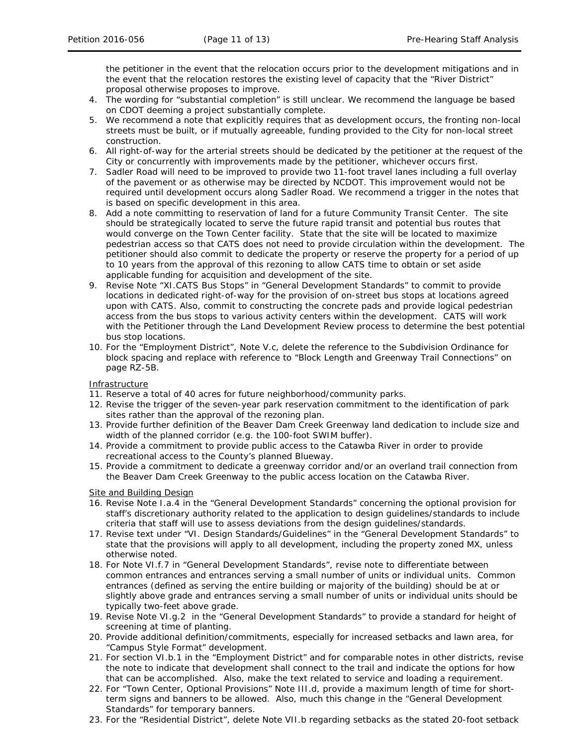the petitioner in the event that the relocation occurs prior to the development mitigations and in the event that the relocation restores the existing level of capacity that the "River District" proposal otherwise proposes to improve.

4. The wording for "substantial completion" is still unclear. We recommend the language be based on CDOT deeming a project substantially complete.
5. We recommend a note that explicitly requires that as development occurs, the fronting non-local streets must be built, or if mutually agreeable, funding provided to the City for non-local street construction.
6. All right-of-way for the arterial streets should be dedicated by the petitioner at the request of the City or concurrently with improvements made by the petitioner, whichever occurs first.
7. Sadler Road will need to be improved to provide two 11-foot travel lanes including a full overlay of the pavement or as otherwise may be directed by NCDOT. This improvement would not be required until development occurs along Sadler Road. We recommend a trigger in the notes that is based on specific development in this area.
8. Add a note committing to reservation of land for a future Community Transit Center. The site should be strategically located to serve the future rapid transit and potential bus routes that would converge on the Town Center facility. State that the site will be located to maximize pedestrian access so that CATS does not need to provide circulation within the development. The petitioner should also commit to dedicate the property or reserve the property for a period of up to 10 years from the approval of this rezoning to allow CATS time to obtain or set aside applicable funding for acquisition and development of the site.
9. Revise Note "XI.CATS Bus Stops" in "General Development Standards" to commit to provide locations in dedicated right-of-way for the provision of on-street bus stops at locations agreed upon with CATS. Also, commit to constructing the concrete pads and provide logical pedestrian access from the bus stops to various activity centers within the development. CATS will work with the Petitioner through the Land Development Review process to determine the best potential bus stop locations.
10. For the "Employment District", Note V.c, delete the reference to the Subdivision Ordinance for block spacing and replace with reference to "Block Length and Greenway Trail Connections" on page RZ-5B.

Infrastructure

11. Reserve a total of 40 acres for future neighborhood/community parks.
12. Revise the trigger of the seven-year park reservation commitment to the identification of park sites rather than the approval of the rezoning plan.
13. Provide further definition of the Beaver Dam Creek Greenway land dedication to include size and width of the planned corridor (e.g. the 100-foot SWIM buffer).
14. Provide a commitment to provide public access to the Catawba River in order to provide recreational access to the County's planned Blueway.
15. Provide a commitment to dedicate a greenway corridor and/or an overland trail connection from the Beaver Dam Creek Greenway to the public access location on the Catawba River.

Site and Building Design

16. Revise Note I.a.4 in the "General Development Standards" concerning the optional provision for staff's discretionary authority related to the application to design guidelines/standards to include criteria that staff will use to assess deviations from the design guidelines/standards.
17. Revise text under "VI. Design Standards/Guidelines" in the "General Development Standards" to state that the provisions will apply to all development, including the property zoned MX, unless otherwise noted.
18. For Note VI.f.7 in "General Development Standards", revise note to differentiate between common entrances and entrances serving a small number of units or individual units. Common entrances (defined as serving the entire building or majority of the building) should be at or slightly above grade and entrances serving a small number of units or individual units should be typically two-feet above grade.
19. Revise Note VI.g.2 in the "General Development Standards" to provide a standard for height of screening at time of planting.
20. Provide additional definition/commitments, especially for increased setbacks and lawn area, for "Campus Style Format" development.
21. For section VI.b.1 in the "Employment District" and for comparable notes in other districts, revise the note to indicate that development shall connect to the trail and indicate the options for how that can be accomplished. Also, make the text related to service and loading a requirement.
22. For "Town Center, Optional Provisions" Note III.d, provide a maximum length of time for short-term signs and banners to be allowed. Also, much this change in the "General Development Standards" for temporary banners.
23. For the "Residential District", delete Note VII.b regarding setbacks as the stated 20-foot setback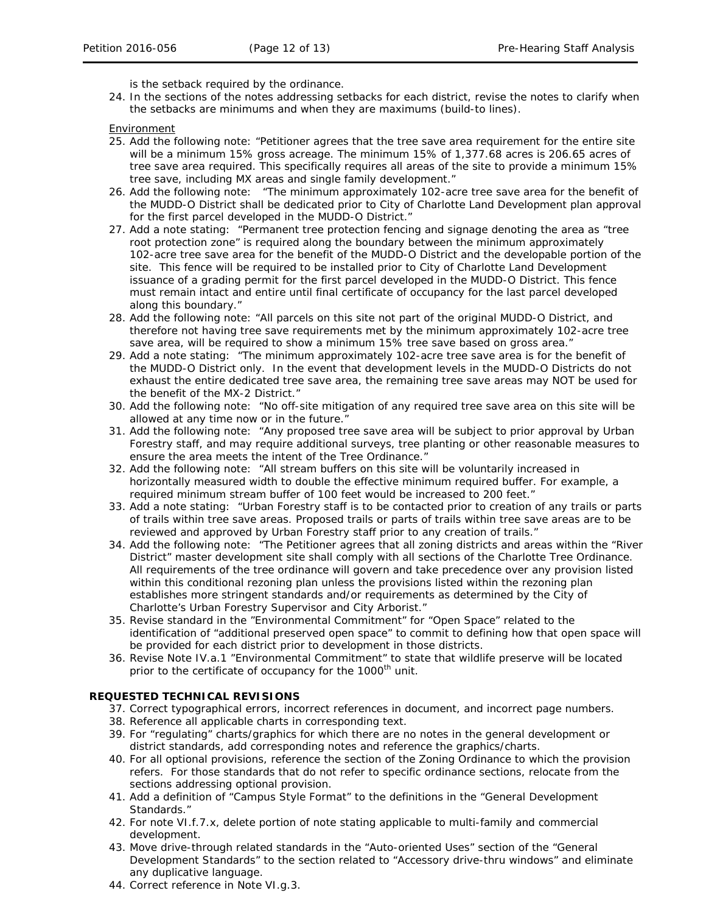is the setback required by the ordinance.

24. In the sections of the notes addressing setbacks for each district, revise the notes to clarify when the setbacks are minimums and when they are maximums (build-to lines).

Environment

25. Add the following note: "Petitioner agrees that the tree save area requirement for the entire site will be a minimum 15% gross acreage. The minimum 15% of 1,377.68 acres is 206.65 acres of tree save area required. This specifically requires all areas of the site to provide a minimum 15% tree save, including MX areas and single family development."
26. Add the following note: "The minimum approximately 102-acre tree save area for the benefit of the MUDD-O District shall be dedicated prior to City of Charlotte Land Development plan approval for the first parcel developed in the MUDD-O District."
27. Add a note stating: "Permanent tree protection fencing and signage denoting the area as "tree root protection zone" is required along the boundary between the minimum approximately 102-acre tree save area for the benefit of the MUDD-O District and the developable portion of the site. This fence will be required to be installed prior to City of Charlotte Land Development issuance of a grading permit for the first parcel developed in the MUDD-O District. This fence must remain intact and entire until final certificate of occupancy for the last parcel developed along this boundary."
28. Add the following note: "All parcels on this site not part of the original MUDD-O District, and therefore not having tree save requirements met by the minimum approximately 102-acre tree save area, will be required to show a minimum 15% tree save based on gross area."
29. Add a note stating: "The minimum approximately 102-acre tree save area is for the benefit of the MUDD-O District only. In the event that development levels in the MUDD-O Districts do not exhaust the entire dedicated tree save area, the remaining tree save areas may NOT be used for the benefit of the MX-2 District."
30. Add the following note: "No off-site mitigation of any required tree save area on this site will be allowed at any time now or in the future."
31. Add the following note: "Any proposed tree save area will be subject to prior approval by Urban Forestry staff, and may require additional surveys, tree planting or other reasonable measures to ensure the area meets the intent of the Tree Ordinance."
32. Add the following note: "All stream buffers on this site will be voluntarily increased in horizontally measured width to double the effective minimum required buffer. For example, a required minimum stream buffer of 100 feet would be increased to 200 feet."
33. Add a note stating: "Urban Forestry staff is to be contacted prior to creation of any trails or parts of trails within tree save areas. Proposed trails or parts of trails within tree save areas are to be reviewed and approved by Urban Forestry staff prior to any creation of trails."
34. Add the following note: "The Petitioner agrees that all zoning districts and areas within the "River District" master development site shall comply with all sections of the Charlotte Tree Ordinance. All requirements of the tree ordinance will govern and take precedence over any provision listed within this conditional rezoning plan unless the provisions listed within the rezoning plan establishes more stringent standards and/or requirements as determined by the City of Charlotte's Urban Forestry Supervisor and City Arborist."
35. Revise standard in the "Environmental Commitment" for "Open Space" related to the identification of "additional preserved open space" to commit to defining how that open space will be provided for each district prior to development in those districts.
36. Revise Note IV.a.1 "Environmental Commitment" to state that wildlife preserve will be located prior to the certificate of occupancy for the 1000th unit.

**REQUESTED TECHNICAL REVISIONS**

37. Correct typographical errors, incorrect references in document, and incorrect page numbers.
38. Reference all applicable charts in corresponding text.
39. For "regulating" charts/graphics for which there are no notes in the general development or district standards, add corresponding notes and reference the graphics/charts.
40. For all optional provisions, reference the section of the Zoning Ordinance to which the provision refers. For those standards that do not refer to specific ordinance sections, relocate from the sections addressing optional provision.
41. Add a definition of "Campus Style Format" to the definitions in the "General Development Standards."
42. For note VI.f.7.x, delete portion of note stating applicable to multi-family and commercial development.
43. Move drive-through related standards in the "Auto-oriented Uses" section of the "General Development Standards" to the section related to "Accessory drive-thru windows" and eliminate any duplicative language.
44. Correct reference in Note VI.g.3.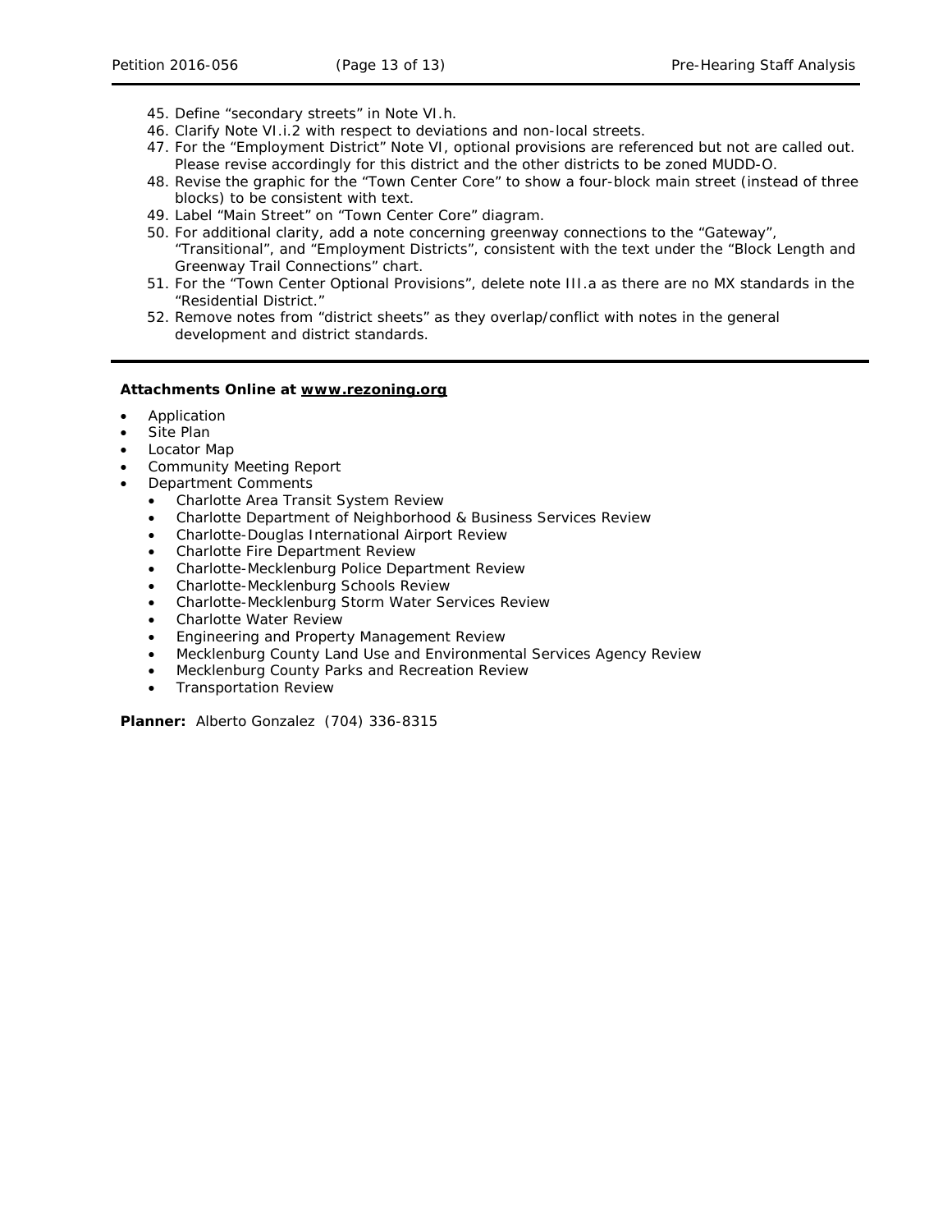45. Define “secondary streets” in Note VI.h.
46. Clarify Note VI.i.2 with respect to deviations and non-local streets.
47. For the “Employment District” Note VI, optional provisions are referenced but not are called out. Please revise accordingly for this district and the other districts to be zoned MUDD-O.
48. Revise the graphic for the “Town Center Core” to show a four-block main street (instead of three blocks) to be consistent with text.
49. Label “Main Street” on “Town Center Core” diagram.
50. For additional clarity, add a note concerning greenway connections to the “Gateway”, “Transitional”, and “Employment Districts”, consistent with the text under the “Block Length and Greenway Trail Connections” chart.
51. For the “Town Center Optional Provisions”, delete note III.a as there are no MX standards in the “Residential District.”
52. Remove notes from “district sheets” as they overlap/conflict with notes in the general development and district standards.

---

**Attachments Online at www.rezoning.org**

- Application
- Site Plan
- Locator Map
- Community Meeting Report
- Department Comments
  - Charlotte Area Transit System Review
  - Charlotte Department of Neighborhood & Business Services Review
  - Charlotte-Douglas International Airport Review
  - Charlotte Fire Department Review
  - Charlotte-Mecklenburg Police Department Review
  - Charlotte-Mecklenburg Schools Review
  - Charlotte-Mecklenburg Storm Water Services Review
  - Charlotte Water Review
  - Engineering and Property Management Review
  - Mecklenburg County Land Use and Environmental Services Agency Review
  - Mecklenburg County Parks and Recreation Review
  - Transportation Review

**Planner:** Alberto Gonzalez (704) 336-8315